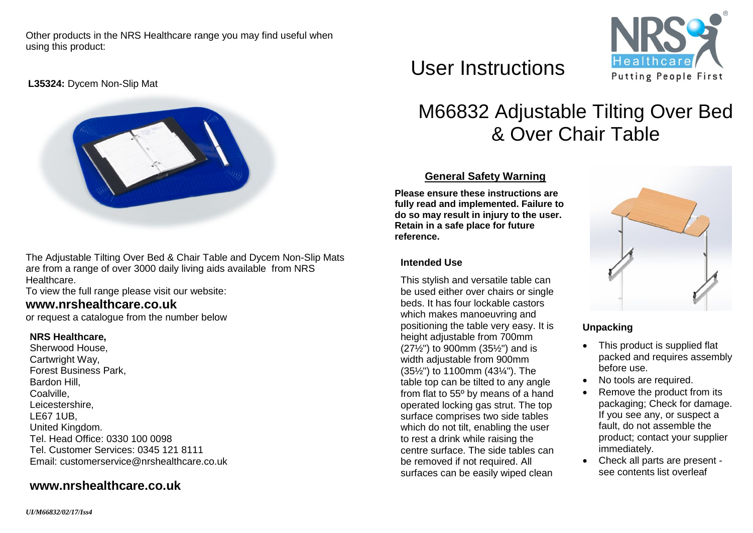Other products in the NRS Healthcare range you may find useful when using this product:

**L35324:** Dycem Non-Slip Mat

The Adjustable Tilting Over Bed & Chair Table and Dycem Non-Slip Mats are from a range of over 3000 daily living aids available from NRS Healthcare.
To view the full range please visit our website:

**www.nrshealthcare.co.uk**

or request a catalogue from the number below

**NRS Healthcare,**
Sherwood House,
Cartwright Way,
Forest Business Park,
Bardon Hill,
Coalville,
Leicestershire,
LE67 1UB,
United Kingdom.
Tel. Head Office: 0330 100 0098
Tel. Customer Services: 0345 121 8111
Email: customerservice@nrshealthcare.co.uk

**www.nrshealthcare.co.uk**

*UI/M66832/02/17/Iss4*

# User Instructions

NRS Healthcare
Putting People First

# M66832 Adjustable Tilting Over Bed & Over Chair Table

## General Safety Warning

**Please ensure these instructions are fully read and implemented. Failure to do so may result in injury to the user. Retain in a safe place for future reference.**

### Intended Use

This stylish and versatile table can be used either over chairs or single beds. It has four lockable castors which makes manoeuvring and positioning the table very easy. It is height adjustable from 700mm (27½") to 900mm (35½") and is width adjustable from 900mm (35½") to 1100mm (43¼"). The table top can be tilted to any angle from flat to 55º by means of a hand operated locking gas strut. The top surface comprises two side tables which do not tilt, enabling the user to rest a drink while raising the centre surface. The side tables can be removed if not required. All surfaces can be easily wiped clean

### Unpacking

- This product is supplied flat packed and requires assembly before use.
- No tools are required.
- Remove the product from its packaging; Check for damage. If you see any, or suspect a fault, do not assemble the product; contact your supplier immediately.
- Check all parts are present - see contents list overleaf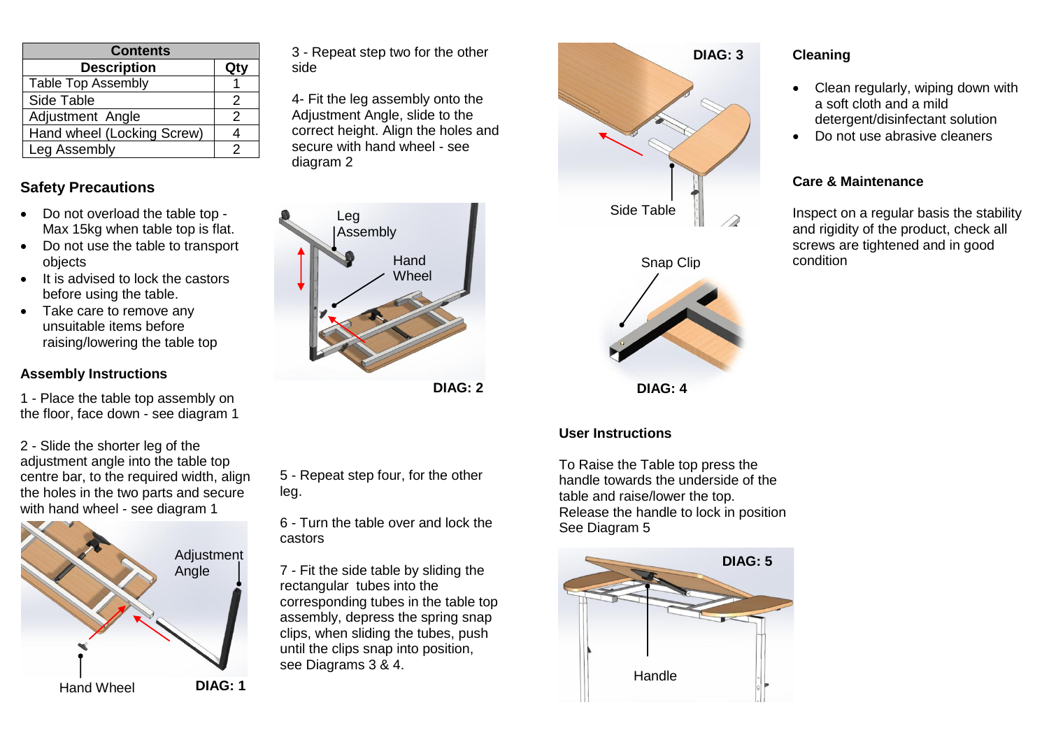| Contents | |
|---|---|
| **Description** | **Qty** |
| Table Top Assembly | 1 |
| Side Table | 2 |
| Adjustment Angle | 2 |
| Hand wheel (Locking Screw) | 4 |
| Leg Assembly | 2 |

## Safety Precautions

- Do not overload the table top - Max 15kg when table top is flat.
- Do not use the table to transport objects
- It is advised to lock the castors before using the table.
- Take care to remove any unsuitable items before raising/lowering the table top

## Assembly Instructions

1 - Place the table top assembly on the floor, face down - see diagram 1

2 - Slide the shorter leg of the adjustment angle into the table top centre bar, to the required width, align the holes in the two parts and secure with hand wheel - see diagram 1

Adjustment Angle

Hand Wheel

**DIAG: 1**

3 - Repeat step two for the other side

4- Fit the leg assembly onto the Adjustment Angle, slide to the correct height. Align the holes and secure with hand wheel - see diagram 2

Leg Assembly

Hand Wheel

**DIAG: 2**

5 - Repeat step four, for the other leg.

6 - Turn the table over and lock the castors

7 - Fit the side table by sliding the rectangular tubes into the corresponding tubes in the table top assembly, depress the spring snap clips, when sliding the tubes, push until the clips snap into position, see Diagrams 3 & 4.

**DIAG: 3**

Side Table

Snap Clip

**DIAG: 4**

## User Instructions

To Raise the Table top press the handle towards the underside of the table and raise/lower the top. Release the handle to lock in position See Diagram 5

**DIAG: 5**

Handle

## Cleaning

- Clean regularly, wiping down with a soft cloth and a mild detergent/disinfectant solution
- Do not use abrasive cleaners

## Care & Maintenance

Inspect on a regular basis the stability and rigidity of the product, check all screws are tightened and in good condition